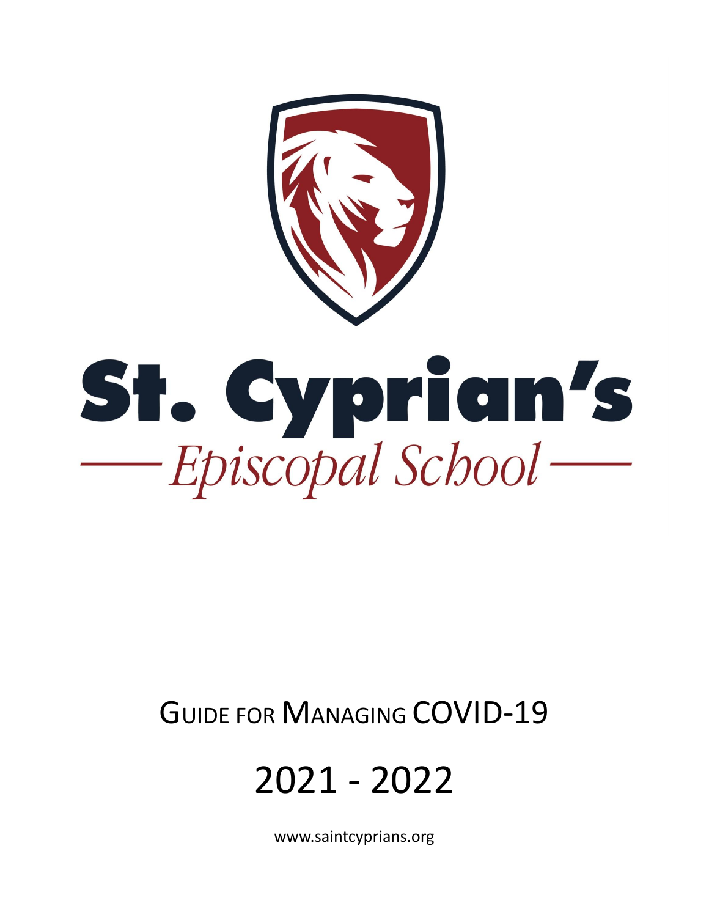# St. Cyprian's

## Episcopal School

Guide for Managing COVID-19

2021 - 2022

www.saintcyprians.org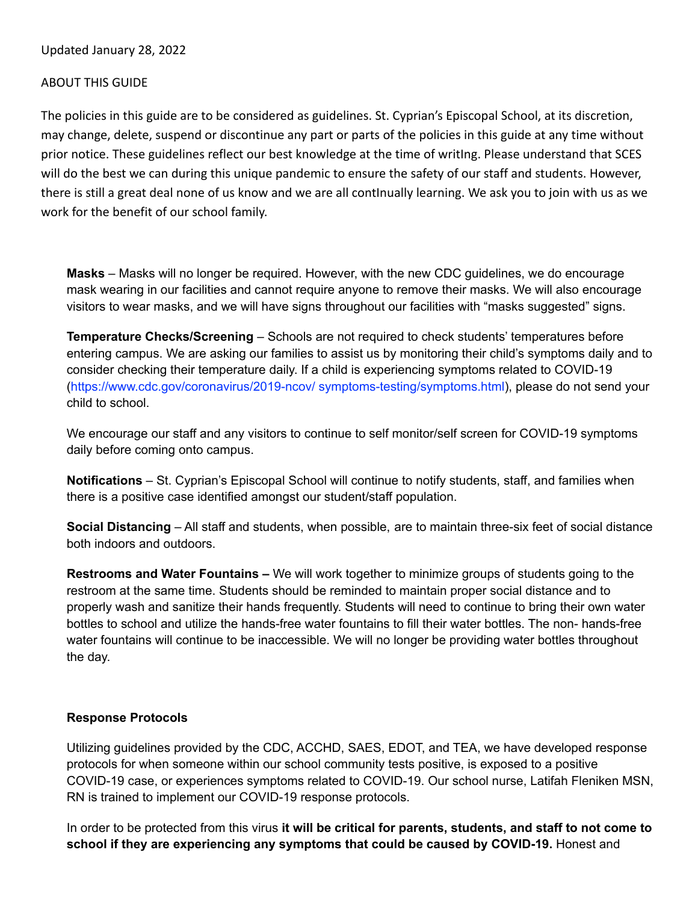Updated January 28, 2022

ABOUT THIS GUIDE

The policies in this guide are to be considered as guidelines. St. Cyprian's Episcopal School, at its discretion, may change, delete, suspend or discontinue any part or parts of the policies in this guide at any time without prior notice. These guidelines reflect our best knowledge at the time of writIng. Please understand that SCES will do the best we can during this unique pandemic to ensure the safety of our staff and students. However, there is still a great deal none of us know and we are all contInually learning. We ask you to join with us as we work for the benefit of our school family.

**Masks** – Masks will no longer be required. However, with the new CDC guidelines, we do encourage mask wearing in our facilities and cannot require anyone to remove their masks. We will also encourage visitors to wear masks, and we will have signs throughout our facilities with "masks suggested" signs.

**Temperature Checks/Screening** – Schools are not required to check students' temperatures before entering campus. We are asking our families to assist us by monitoring their child's symptoms daily and to consider checking their temperature daily. If a child is experiencing symptoms related to COVID-19 (https://www.cdc.gov/coronavirus/2019-ncov/ symptoms-testing/symptoms.html), please do not send your child to school.

We encourage our staff and any visitors to continue to self monitor/self screen for COVID-19 symptoms daily before coming onto campus.

**Notifications** – St. Cyprian's Episcopal School will continue to notify students, staff, and families when there is a positive case identified amongst our student/staff population.

**Social Distancing** – All staff and students, when possible, are to maintain three-six feet of social distance both indoors and outdoors.

**Restrooms and Water Fountains –** We will work together to minimize groups of students going to the restroom at the same time. Students should be reminded to maintain proper social distance and to properly wash and sanitize their hands frequently. Students will need to continue to bring their own water bottles to school and utilize the hands-free water fountains to fill their water bottles. The non- hands-free water fountains will continue to be inaccessible. We will no longer be providing water bottles throughout the day.

**Response Protocols**

Utilizing guidelines provided by the CDC, ACCHD, SAES, EDOT, and TEA, we have developed response protocols for when someone within our school community tests positive, is exposed to a positive COVID-19 case, or experiences symptoms related to COVID-19. Our school nurse, Latifah Fleniken MSN, RN is trained to implement our COVID-19 response protocols.

In order to be protected from this virus **it will be critical for parents, students, and staff to not come to school if they are experiencing any symptoms that could be caused by COVID-19.** Honest and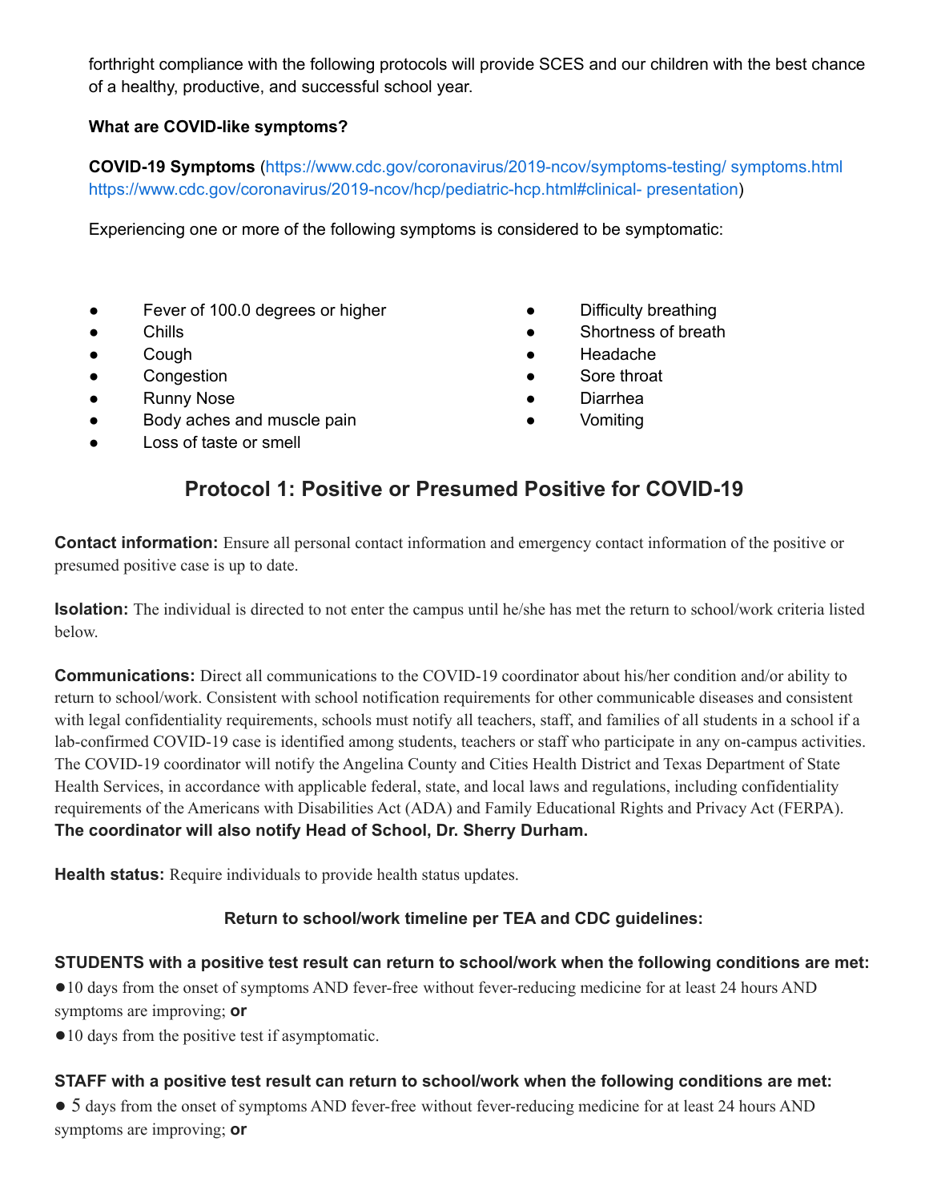forthright compliance with the following protocols will provide SCES and our children with the best chance of a healthy, productive, and successful school year.

**What are COVID-like symptoms?**

**COVID-19 Symptoms** (https://www.cdc.gov/coronavirus/2019-ncov/symptoms-testing/ symptoms.html https://www.cdc.gov/coronavirus/2019-ncov/hcp/pediatric-hcp.html#clinical- presentation)

Experiencing one or more of the following symptoms is considered to be symptomatic:

- Fever of 100.0 degrees or higher
- Chills
- Cough
- Congestion
- Runny Nose
- Body aches and muscle pain
- Loss of taste or smell
- Difficulty breathing
- Shortness of breath
- Headache
- Sore throat
- Diarrhea
- Vomiting

## Protocol 1: Positive or Presumed Positive for COVID-19

**Contact information:** Ensure all personal contact information and emergency contact information of the positive or presumed positive case is up to date.

**Isolation:** The individual is directed to not enter the campus until he/she has met the return to school/work criteria listed below.

**Communications:** Direct all communications to the COVID-19 coordinator about his/her condition and/or ability to return to school/work. Consistent with school notification requirements for other communicable diseases and consistent with legal confidentiality requirements, schools must notify all teachers, staff, and families of all students in a school if a lab-confirmed COVID-19 case is identified among students, teachers or staff who participate in any on-campus activities. The COVID-19 coordinator will notify the Angelina County and Cities Health District and Texas Department of State Health Services, in accordance with applicable federal, state, and local laws and regulations, including confidentiality requirements of the Americans with Disabilities Act (ADA) and Family Educational Rights and Privacy Act (FERPA). **The coordinator will also notify Head of School, Dr. Sherry Durham.**

**Health status:** Require individuals to provide health status updates.

**Return to school/work timeline per TEA and CDC guidelines:**

**STUDENTS with a positive test result can return to school/work when the following conditions are met:**

- 10 days from the onset of symptoms AND fever-free without fever-reducing medicine for at least 24 hours AND symptoms are improving; **or**
- 10 days from the positive test if asymptomatic.

**STAFF with a positive test result can return to school/work when the following conditions are met:**

- 5 days from the onset of symptoms AND fever-free without fever-reducing medicine for at least 24 hours AND symptoms are improving; **or**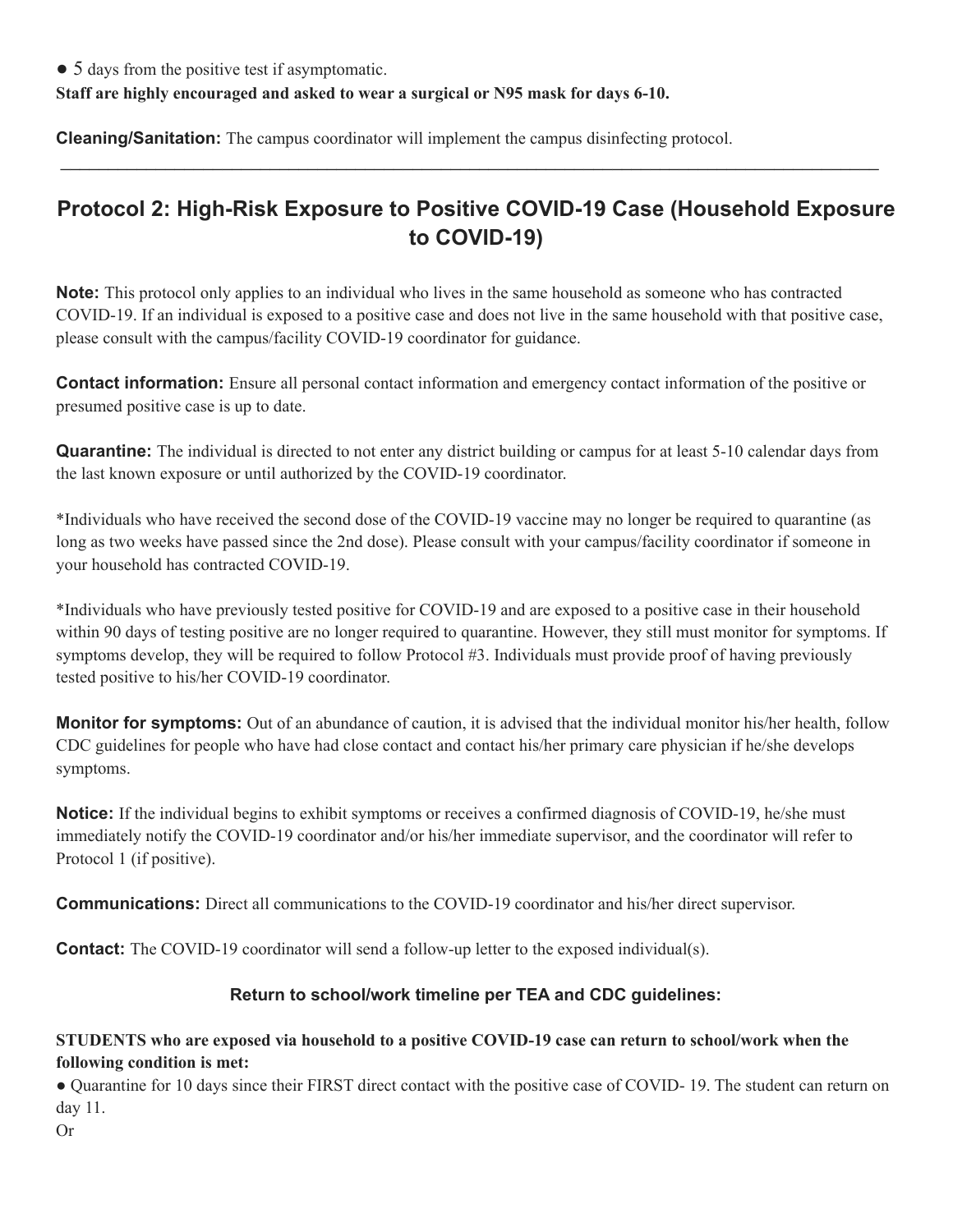- 5 days from the positive test if asymptomatic.

**Staff are highly encouraged and asked to wear a surgical or N95 mask for days 6-10.**

**Cleaning/Sanitation:** The campus coordinator will implement the campus disinfecting protocol.

---

## Protocol 2: High-Risk Exposure to Positive COVID-19 Case (Household Exposure to COVID-19)

**Note:** This protocol only applies to an individual who lives in the same household as someone who has contracted COVID-19. If an individual is exposed to a positive case and does not live in the same household with that positive case, please consult with the campus/facility COVID-19 coordinator for guidance.

**Contact information:** Ensure all personal contact information and emergency contact information of the positive or presumed positive case is up to date.

**Quarantine:** The individual is directed to not enter any district building or campus for at least 5-10 calendar days from the last known exposure or until authorized by the COVID-19 coordinator.

*Individuals who have received the second dose of the COVID-19 vaccine may no longer be required to quarantine (as long as two weeks have passed since the 2nd dose). Please consult with your campus/facility coordinator if someone in your household has contracted COVID-19.

*Individuals who have previously tested positive for COVID-19 and are exposed to a positive case in their household within 90 days of testing positive are no longer required to quarantine. However, they still must monitor for symptoms. If symptoms develop, they will be required to follow Protocol #3. Individuals must provide proof of having previously tested positive to his/her COVID-19 coordinator.

**Monitor for symptoms:** Out of an abundance of caution, it is advised that the individual monitor his/her health, follow CDC guidelines for people who have had close contact and contact his/her primary care physician if he/she develops symptoms.

**Notice:** If the individual begins to exhibit symptoms or receives a confirmed diagnosis of COVID-19, he/she must immediately notify the COVID-19 coordinator and/or his/her immediate supervisor, and the coordinator will refer to Protocol 1 (if positive).

**Communications:** Direct all communications to the COVID-19 coordinator and his/her direct supervisor.

**Contact:** The COVID-19 coordinator will send a follow-up letter to the exposed individual(s).

### Return to school/work timeline per TEA and CDC guidelines:

**STUDENTS who are exposed via household to a positive COVID-19 case can return to school/work when the following condition is met:**

- Quarantine for 10 days since their FIRST direct contact with the positive case of COVID- 19. The student can return on day 11.

Or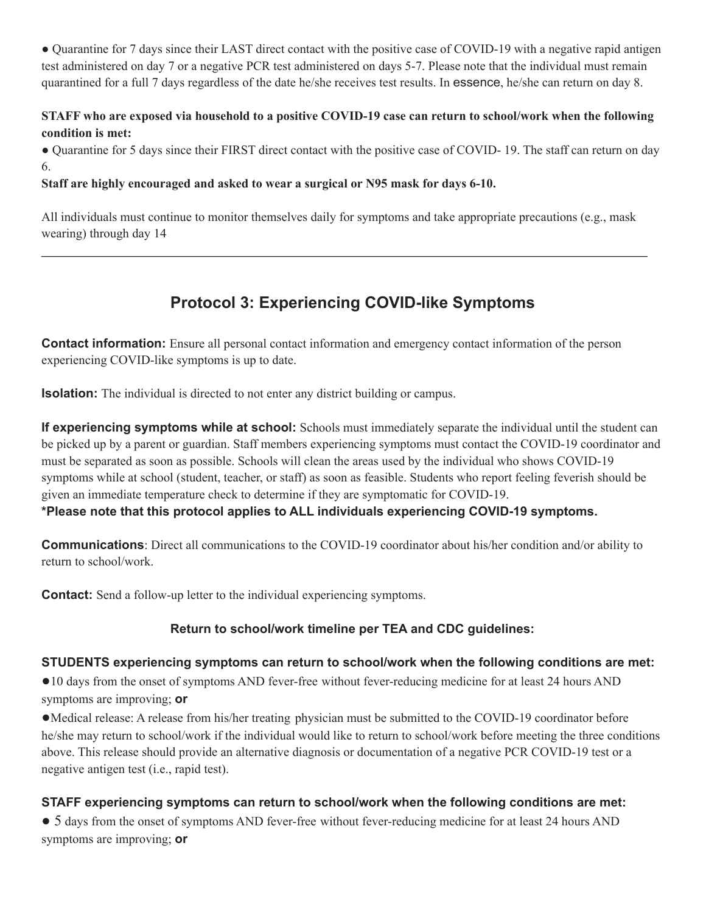- Quarantine for 7 days since their LAST direct contact with the positive case of COVID-19 with a negative rapid antigen test administered on day 7 or a negative PCR test administered on days 5-7. Please note that the individual must remain quarantined for a full 7 days regardless of the date he/she receives test results. In essence, he/she can return on day 8.

**STAFF who are exposed via household to a positive COVID-19 case can return to school/work when the following condition is met:**

- Quarantine for 5 days since their FIRST direct contact with the positive case of COVID- 19. The staff can return on day 6.

**Staff are highly encouraged and asked to wear a surgical or N95 mask for days 6-10.**

All individuals must continue to monitor themselves daily for symptoms and take appropriate precautions (e.g., mask wearing) through day 14

---

## Protocol 3: Experiencing COVID-like Symptoms

**Contact information:** Ensure all personal contact information and emergency contact information of the person experiencing COVID-like symptoms is up to date.

**Isolation:** The individual is directed to not enter any district building or campus.

**If experiencing symptoms while at school:** Schools must immediately separate the individual until the student can be picked up by a parent or guardian. Staff members experiencing symptoms must contact the COVID-19 coordinator and must be separated as soon as possible. Schools will clean the areas used by the individual who shows COVID-19 symptoms while at school (student, teacher, or staff) as soon as feasible. Students who report feeling feverish should be given an immediate temperature check to determine if they are symptomatic for COVID-19.

**\*Please note that this protocol applies to ALL individuals experiencing COVID-19 symptoms.**

**Communications**: Direct all communications to the COVID-19 coordinator about his/her condition and/or ability to return to school/work.

**Contact:** Send a follow-up letter to the individual experiencing symptoms.

**Return to school/work timeline per TEA and CDC guidelines:**

**STUDENTS experiencing symptoms can return to school/work when the following conditions are met:**

- 10 days from the onset of symptoms AND fever-free without fever-reducing medicine for at least 24 hours AND symptoms are improving; **or**
- Medical release: A release from his/her treating physician must be submitted to the COVID-19 coordinator before he/she may return to school/work if the individual would like to return to school/work before meeting the three conditions above. This release should provide an alternative diagnosis or documentation of a negative PCR COVID-19 test or a negative antigen test (i.e., rapid test).

**STAFF experiencing symptoms can return to school/work when the following conditions are met:**

- 5 days from the onset of symptoms AND fever-free without fever-reducing medicine for at least 24 hours AND symptoms are improving; **or**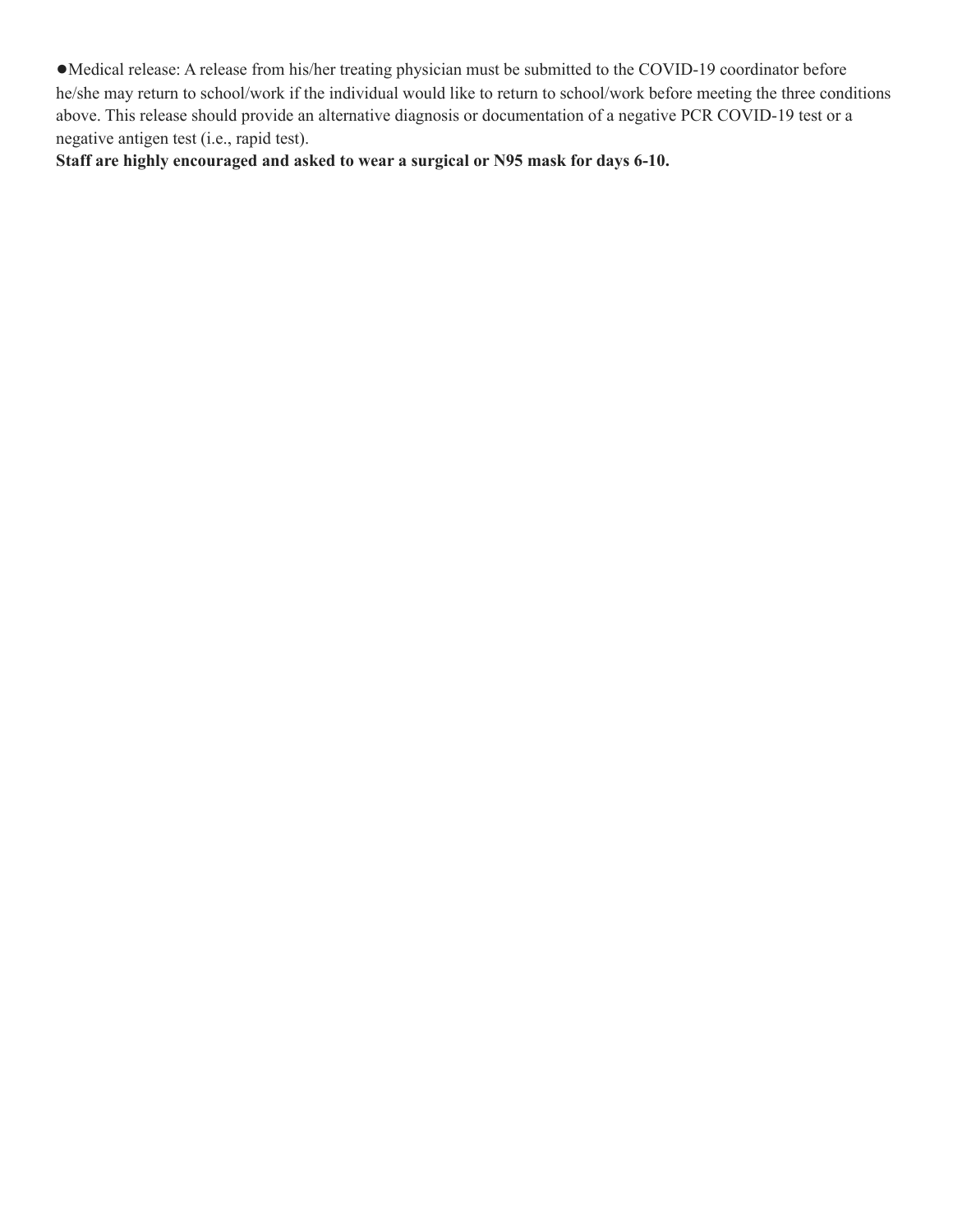- Medical release: A release from his/her treating physician must be submitted to the COVID-19 coordinator before he/she may return to school/work if the individual would like to return to school/work before meeting the three conditions above. This release should provide an alternative diagnosis or documentation of a negative PCR COVID-19 test or a negative antigen test (i.e., rapid test).

**Staff are highly encouraged and asked to wear a surgical or N95 mask for days 6-10.**